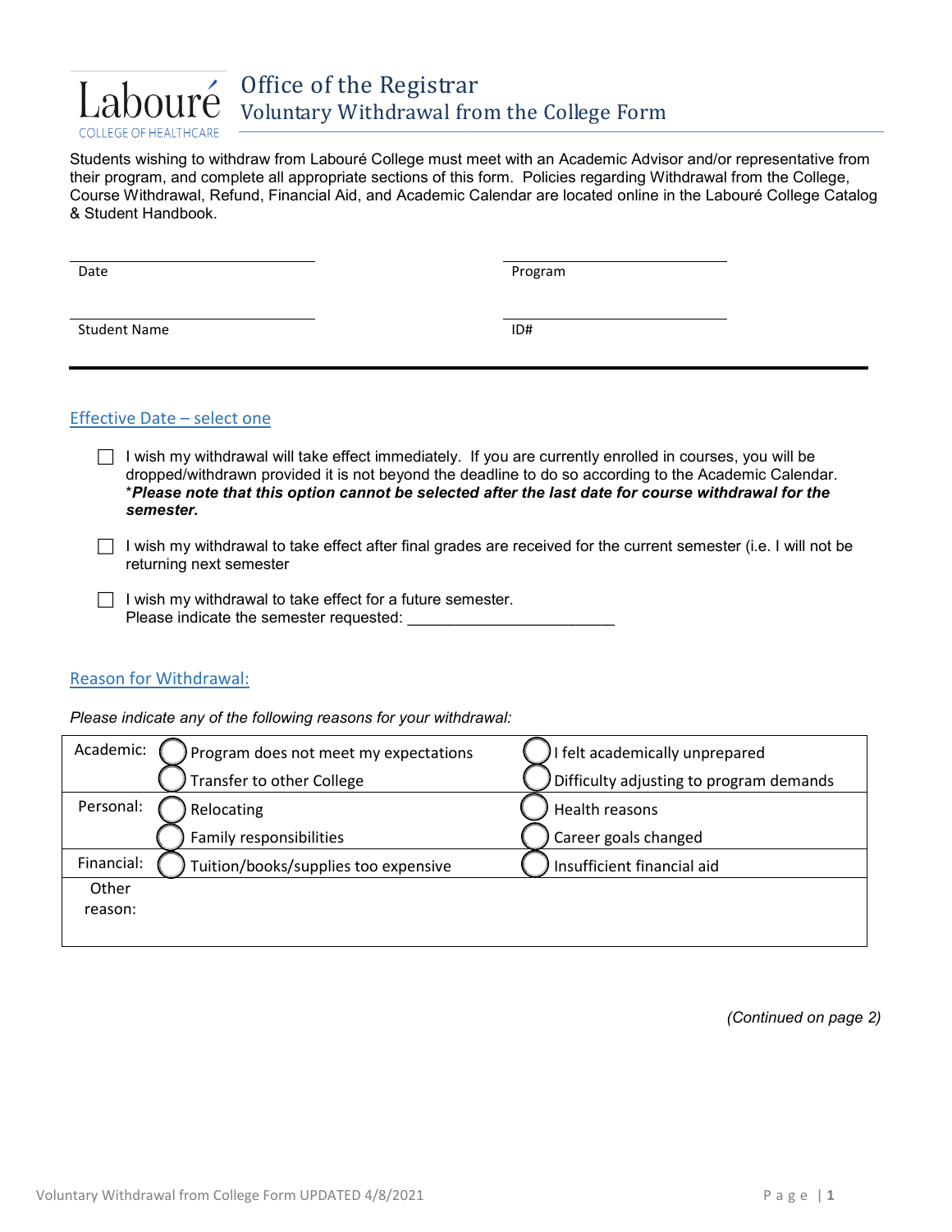Labouré
COLLEGE OF HEALTHCARE

# Office of the Registrar
## Voluntary Withdrawal from the College Form

Students wishing to withdraw from Labouré College must meet with an Academic Advisor and/or representative from their program, and complete all appropriate sections of this form. Policies regarding Withdrawal from the College, Course Withdrawal, Refund, Financial Aid, and Academic Calendar are located online in the Labouré College Catalog & Student Handbook.

| | |
|---|---|
| Date | Program |
| Student Name | ID# |

---

### Effective Date – select one

- ☐ I wish my withdrawal will take effect immediately. If you are currently enrolled in courses, you will be dropped/withdrawn provided it is not beyond the deadline to do so according to the Academic Calendar. ****Please note that this option cannot be selected after the last date for course withdrawal for the semester.***

- ☐ I wish my withdrawal to take effect after final grades are received for the current semester (i.e. I will not be returning next semester

- ☐ I wish my withdrawal to take effect for a future semester.
  Please indicate the semester requested: ________________________

### Reason for Withdrawal:

*Please indicate any of the following reasons for your withdrawal:*

| | | |
|---|---|---|
| Academic: | ◯ Program does not meet my expectations<br>◯ Transfer to other College | ◯ I felt academically unprepared<br>◯ Difficulty adjusting to program demands |
| Personal: | ◯ Relocating<br>◯ Family responsibilities | ◯ Health reasons<br>◯ Career goals changed |
| Financial: | ◯ Tuition/books/supplies too expensive | ◯ Insufficient financial aid |
| Other reason: | | |

*(Continued on page 2)*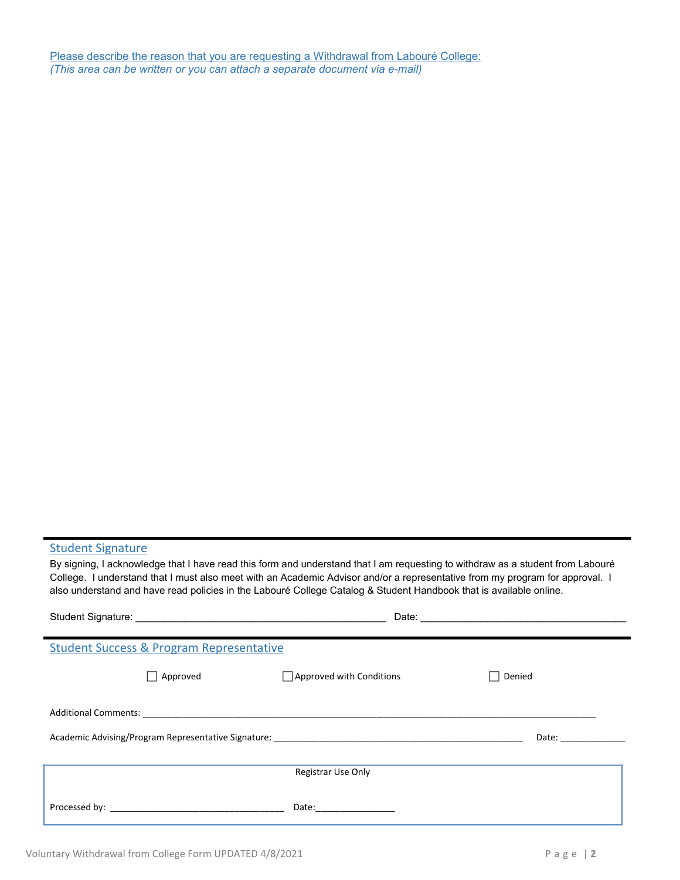Please describe the reason that you are requesting a Withdrawal from Labouré College:
*(This area can be written or you can attach a separate document via e-mail)*

---

## Student Signature

By signing, I acknowledge that I have read this form and understand that I am requesting to withdraw as a student from Labouré College. I understand that I must also meet with an Academic Advisor and/or a representative from my program for approval. I also understand and have read policies in the Labouré College Catalog & Student Handbook that is available online.

Student Signature: ____________________________________________ Date: ____________________________________

---

## Student Success & Program Representative

☐ Approved ☐ Approved with Conditions ☐ Denied

Additional Comments: ____________________________________________________________________________________________

Academic Advising/Program Representative Signature: ________________________________________________ Date: _____________

Registrar Use Only

Processed by: __________________________________ Date:_______________